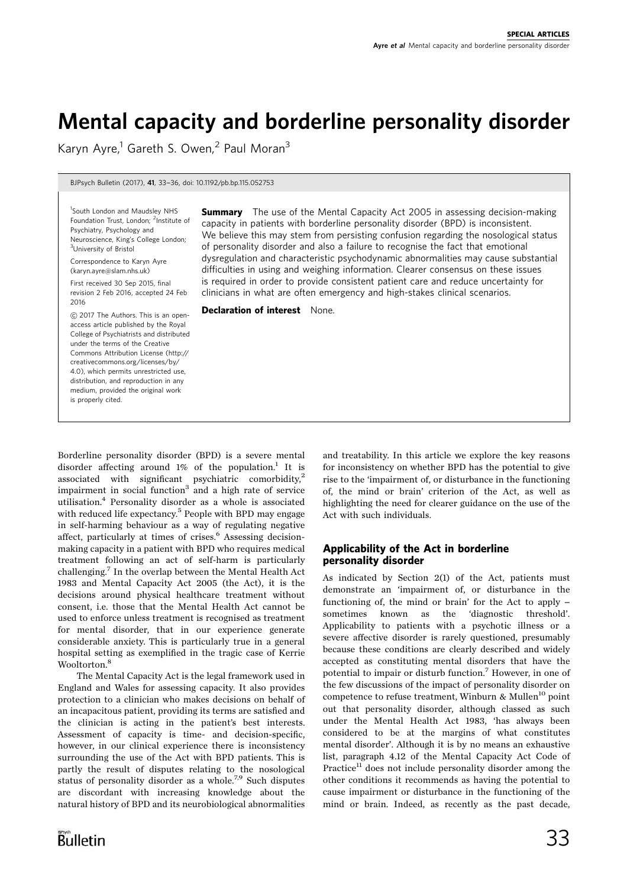# Mental capacity and borderline personality disorder

Karyn Ayre,[1] Gareth S. Owen,[2] Paul Moran[3]

BJPsych Bulletin (2017), **41**, 33–36, doi: 10.1192/pb.bp.115.052753

[1]South London and Maudsley NHS Foundation Trust, London; [2]Institute of Psychiatry, Psychology and Neuroscience, King's College London; [3]University of Bristol

Correspondence to Karyn Ayre (karyn.ayre@slam.nhs.uk)

First received 30 Sep 2015, final revision 2 Feb 2016, accepted 24 Feb 2016

© 2017 The Authors. This is an open-access article published by the Royal College of Psychiatrists and distributed under the terms of the Creative Commons Attribution License (http://creativecommons.org/licenses/by/4.0), which permits unrestricted use, distribution, and reproduction in any medium, provided the original work is properly cited.

**Summary** The use of the Mental Capacity Act 2005 in assessing decision-making capacity in patients with borderline personality disorder (BPD) is inconsistent. We believe this may stem from persisting confusion regarding the nosological status of personality disorder and also a failure to recognise the fact that emotional dysregulation and characteristic psychodynamic abnormalities may cause substantial difficulties in using and weighing information. Clearer consensus on these issues is required in order to provide consistent patient care and reduce uncertainty for clinicians in what are often emergency and high-stakes clinical scenarios.

**Declaration of interest** None.

Borderline personality disorder (BPD) is a severe mental disorder affecting around 1% of the population.[1] It is associated with significant psychiatric comorbidity,[2] impairment in social function[3] and a high rate of service utilisation.[4] Personality disorder as a whole is associated with reduced life expectancy.[5] People with BPD may engage in self-harming behaviour as a way of regulating negative affect, particularly at times of crises.[6] Assessing decision-making capacity in a patient with BPD who requires medical treatment following an act of self-harm is particularly challenging.[7] In the overlap between the Mental Health Act 1983 and Mental Capacity Act 2005 (the Act), it is the decisions around physical healthcare treatment without consent, i.e. those that the Mental Health Act cannot be used to enforce unless treatment is recognised as treatment for mental disorder, that in our experience generate considerable anxiety. This is particularly true in a general hospital setting as exemplified in the tragic case of Kerrie Wooltorton.[8]

The Mental Capacity Act is the legal framework used in England and Wales for assessing capacity. It also provides protection to a clinician who makes decisions on behalf of an incapacitous patient, providing its terms are satisfied and the clinician is acting in the patient's best interests. Assessment of capacity is time- and decision-specific, however, in our clinical experience there is inconsistency surrounding the use of the Act with BPD patients. This is partly the result of disputes relating to the nosological status of personality disorder as a whole.[7,9] Such disputes are discordant with increasing knowledge about the natural history of BPD and its neurobiological abnormalities and treatability. In this article we explore the key reasons for inconsistency on whether BPD has the potential to give rise to the 'impairment of, or disturbance in the functioning of, the mind or brain' criterion of the Act, as well as highlighting the need for clearer guidance on the use of the Act with such individuals.

## Applicability of the Act in borderline personality disorder

As indicated by Section 2(1) of the Act, patients must demonstrate an 'impairment of, or disturbance in the functioning of, the mind or brain' for the Act to apply – sometimes known as the 'diagnostic threshold'. Applicability to patients with a psychotic illness or a severe affective disorder is rarely questioned, presumably because these conditions are clearly described and widely accepted as constituting mental disorders that have the potential to impair or disturb function.[7] However, in one of the few discussions of the impact of personality disorder on competence to refuse treatment, Winburn & Mullen[10] point out that personality disorder, although classed as such under the Mental Health Act 1983, 'has always been considered to be at the margins of what constitutes mental disorder'. Although it is by no means an exhaustive list, paragraph 4.12 of the Mental Capacity Act Code of Practice[11] does not include personality disorder among the other conditions it recommends as having the potential to cause impairment or disturbance in the functioning of the mind or brain. Indeed, as recently as the past decade,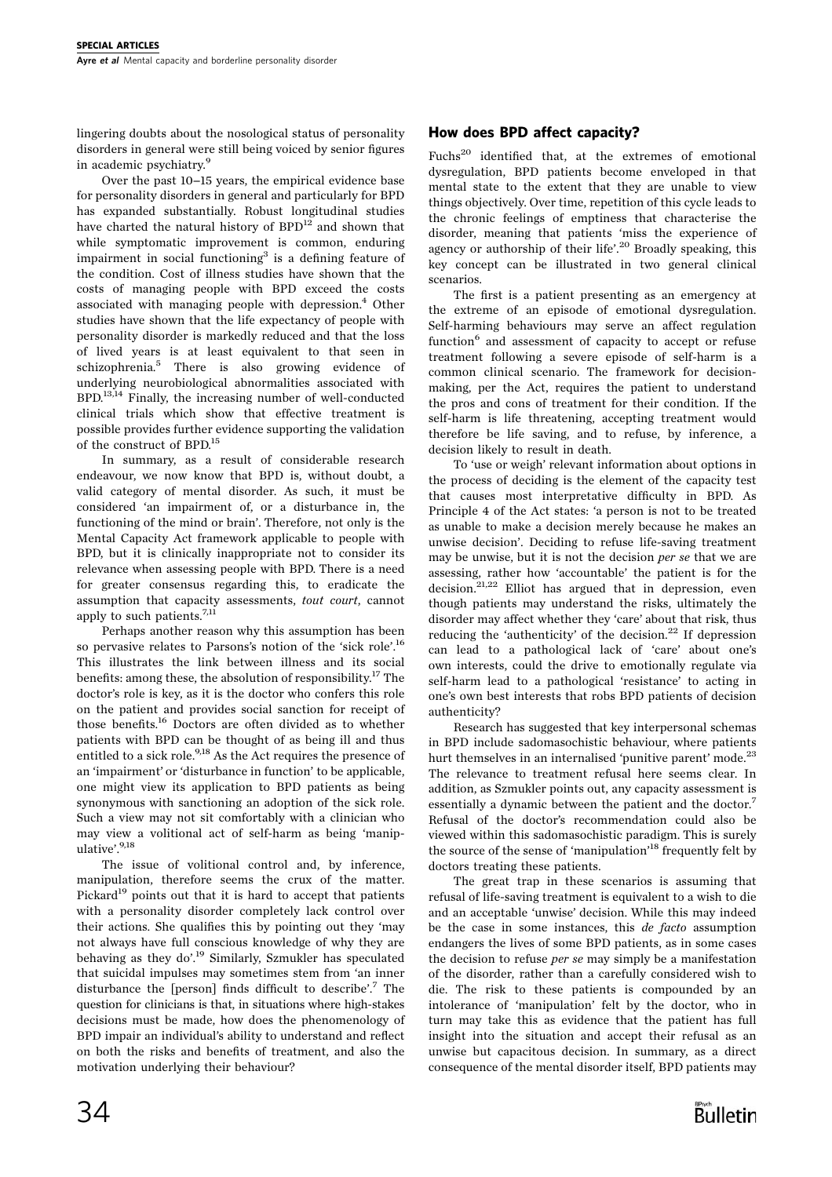lingering doubts about the nosological status of personality disorders in general were still being voiced by senior figures in academic psychiatry.[9]

Over the past 10–15 years, the empirical evidence base for personality disorders in general and particularly for BPD has expanded substantially. Robust longitudinal studies have charted the natural history of BPD[12] and shown that while symptomatic improvement is common, enduring impairment in social functioning[3] is a defining feature of the condition. Cost of illness studies have shown that the costs of managing people with BPD exceed the costs associated with managing people with depression.[4] Other studies have shown that the life expectancy of people with personality disorder is markedly reduced and that the loss of lived years is at least equivalent to that seen in schizophrenia.[5] There is also growing evidence of underlying neurobiological abnormalities associated with BPD.[13,14] Finally, the increasing number of well-conducted clinical trials which show that effective treatment is possible provides further evidence supporting the validation of the construct of BPD.[15]

In summary, as a result of considerable research endeavour, we now know that BPD is, without doubt, a valid category of mental disorder. As such, it must be considered 'an impairment of, or a disturbance in, the functioning of the mind or brain'. Therefore, not only is the Mental Capacity Act framework applicable to people with BPD, but it is clinically inappropriate not to consider its relevance when assessing people with BPD. There is a need for greater consensus regarding this, to eradicate the assumption that capacity assessments, *tout court*, cannot apply to such patients.[7,11]

Perhaps another reason why this assumption has been so pervasive relates to Parsons's notion of the 'sick role'.[16] This illustrates the link between illness and its social benefits: among these, the absolution of responsibility.[17] The doctor's role is key, as it is the doctor who confers this role on the patient and provides social sanction for receipt of those benefits.[16] Doctors are often divided as to whether patients with BPD can be thought of as being ill and thus entitled to a sick role.[9,18] As the Act requires the presence of an 'impairment' or 'disturbance in function' to be applicable, one might view its application to BPD patients as being synonymous with sanctioning an adoption of the sick role. Such a view may not sit comfortably with a clinician who may view a volitional act of self-harm as being 'manipulative'.[9,18]

The issue of volitional control and, by inference, manipulation, therefore seems the crux of the matter. Pickard[19] points out that it is hard to accept that patients with a personality disorder completely lack control over their actions. She qualifies this by pointing out they 'may not always have full conscious knowledge of why they are behaving as they do'.[19] Similarly, Szmukler has speculated that suicidal impulses may sometimes stem from 'an inner disturbance the [person] finds difficult to describe'.[7] The question for clinicians is that, in situations where high-stakes decisions must be made, how does the phenomenology of BPD impair an individual's ability to understand and reflect on both the risks and benefits of treatment, and also the motivation underlying their behaviour?

## How does BPD affect capacity?

Fuchs[20] identified that, at the extremes of emotional dysregulation, BPD patients become enveloped in that mental state to the extent that they are unable to view things objectively. Over time, repetition of this cycle leads to the chronic feelings of emptiness that characterise the disorder, meaning that patients 'miss the experience of agency or authorship of their life'.[20] Broadly speaking, this key concept can be illustrated in two general clinical scenarios.

The first is a patient presenting as an emergency at the extreme of an episode of emotional dysregulation. Self-harming behaviours may serve an affect regulation function[6] and assessment of capacity to accept or refuse treatment following a severe episode of self-harm is a common clinical scenario. The framework for decision-making, per the Act, requires the patient to understand the pros and cons of treatment for their condition. If the self-harm is life threatening, accepting treatment would therefore be life saving, and to refuse, by inference, a decision likely to result in death.

To 'use or weigh' relevant information about options in the process of deciding is the element of the capacity test that causes most interpretative difficulty in BPD. As Principle 4 of the Act states: 'a person is not to be treated as unable to make a decision merely because he makes an unwise decision'. Deciding to refuse life-saving treatment may be unwise, but it is not the decision *per se* that we are assessing, rather how 'accountable' the patient is for the decision.[21,22] Elliot has argued that in depression, even though patients may understand the risks, ultimately the disorder may affect whether they 'care' about that risk, thus reducing the 'authenticity' of the decision.[22] If depression can lead to a pathological lack of 'care' about one's own interests, could the drive to emotionally regulate via self-harm lead to a pathological 'resistance' to acting in one's own best interests that robs BPD patients of decision authenticity?

Research has suggested that key interpersonal schemas in BPD include sadomasochistic behaviour, where patients hurt themselves in an internalised 'punitive parent' mode.[23] The relevance to treatment refusal here seems clear. In addition, as Szmukler points out, any capacity assessment is essentially a dynamic between the patient and the doctor.[7] Refusal of the doctor's recommendation could also be viewed within this sadomasochistic paradigm. This is surely the source of the sense of 'manipulation'[18] frequently felt by doctors treating these patients.

The great trap in these scenarios is assuming that refusal of life-saving treatment is equivalent to a wish to die and an acceptable 'unwise' decision. While this may indeed be the case in some instances, this *de facto* assumption endangers the lives of some BPD patients, as in some cases the decision to refuse *per se* may simply be a manifestation of the disorder, rather than a carefully considered wish to die. The risk to these patients is compounded by an intolerance of 'manipulation' felt by the doctor, who in turn may take this as evidence that the patient has full insight into the situation and accept their refusal as an unwise but capacitous decision. In summary, as a direct consequence of the mental disorder itself, BPD patients may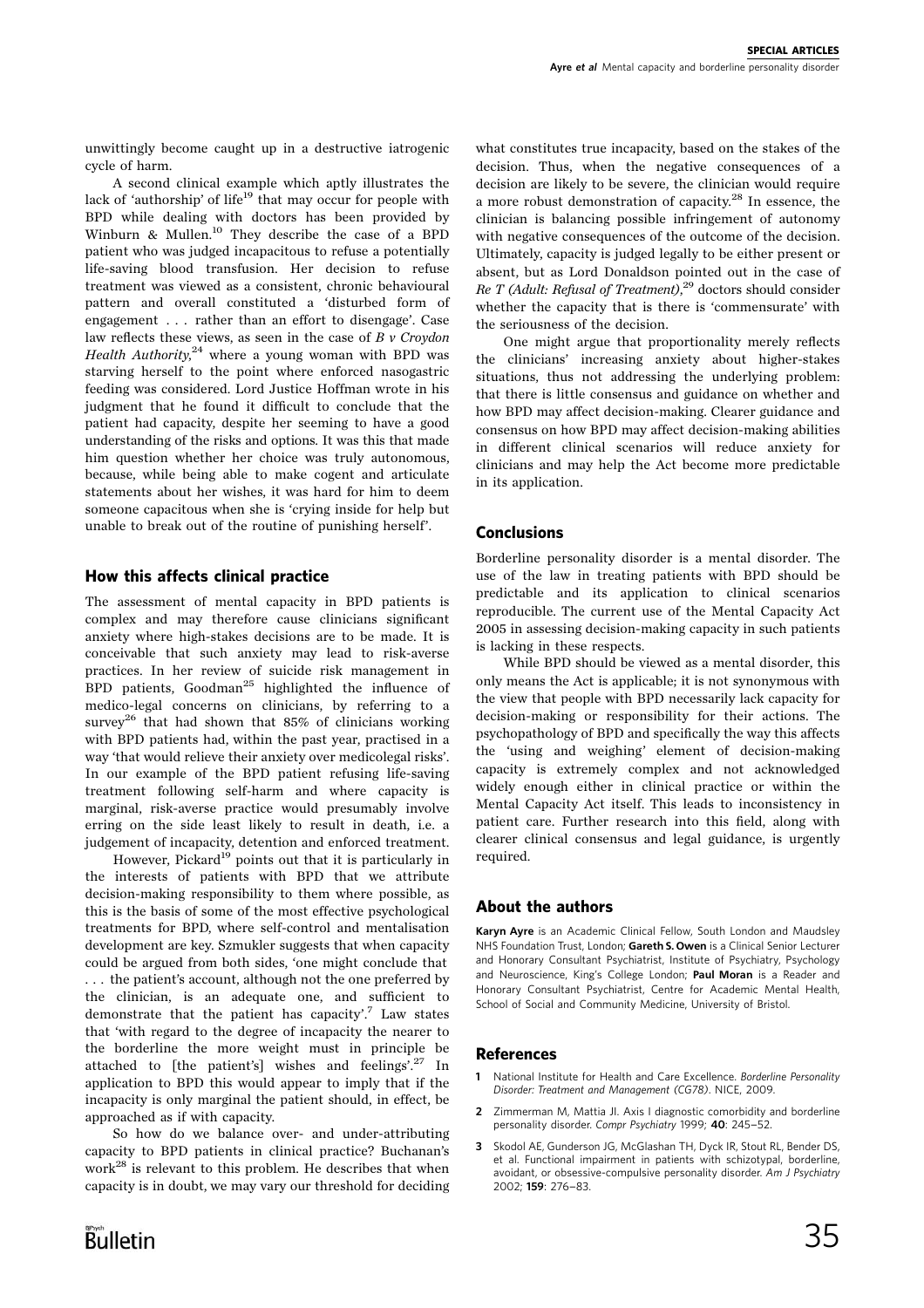unwittingly become caught up in a destructive iatrogenic cycle of harm.

A second clinical example which aptly illustrates the lack of 'authorship' of life[19] that may occur for people with BPD while dealing with doctors has been provided by Winburn & Mullen.[10] They describe the case of a BPD patient who was judged incapacitous to refuse a potentially life-saving blood transfusion. Her decision to refuse treatment was viewed as a consistent, chronic behavioural pattern and overall constituted a 'disturbed form of engagement . . . rather than an effort to disengage'. Case law reflects these views, as seen in the case of *B v Croydon Health Authority*,[24] where a young woman with BPD was starving herself to the point where enforced nasogastric feeding was considered. Lord Justice Hoffman wrote in his judgment that he found it difficult to conclude that the patient had capacity, despite her seeming to have a good understanding of the risks and options. It was this that made him question whether her choice was truly autonomous, because, while being able to make cogent and articulate statements about her wishes, it was hard for him to deem someone capacitous when she is 'crying inside for help but unable to break out of the routine of punishing herself'.

## How this affects clinical practice

The assessment of mental capacity in BPD patients is complex and may therefore cause clinicians significant anxiety where high-stakes decisions are to be made. It is conceivable that such anxiety may lead to risk-averse practices. In her review of suicide risk management in BPD patients, Goodman[25] highlighted the influence of medico-legal concerns on clinicians, by referring to a survey[26] that had shown that 85% of clinicians working with BPD patients had, within the past year, practised in a way 'that would relieve their anxiety over medicolegal risks'. In our example of the BPD patient refusing life-saving treatment following self-harm and where capacity is marginal, risk-averse practice would presumably involve erring on the side least likely to result in death, i.e. a judgement of incapacity, detention and enforced treatment.

However, Pickard[19] points out that it is particularly in the interests of patients with BPD that we attribute decision-making responsibility to them where possible, as this is the basis of some of the most effective psychological treatments for BPD, where self-control and mentalisation development are key. Szmukler suggests that when capacity could be argued from both sides, 'one might conclude that . . . the patient's account, although not the one preferred by the clinician, is an adequate one, and sufficient to demonstrate that the patient has capacity'.[7] Law states that 'with regard to the degree of incapacity the nearer to the borderline the more weight must in principle be attached to [the patient's] wishes and feelings'.[27] In application to BPD this would appear to imply that if the incapacity is only marginal the patient should, in effect, be approached as if with capacity.

So how do we balance over- and under-attributing capacity to BPD patients in clinical practice? Buchanan's work[28] is relevant to this problem. He describes that when capacity is in doubt, we may vary our threshold for deciding what constitutes true incapacity, based on the stakes of the decision. Thus, when the negative consequences of a decision are likely to be severe, the clinician would require a more robust demonstration of capacity.[28] In essence, the clinician is balancing possible infringement of autonomy with negative consequences of the outcome of the decision. Ultimately, capacity is judged legally to be either present or absent, but as Lord Donaldson pointed out in the case of *Re T (Adult: Refusal of Treatment)*,[29] doctors should consider whether the capacity that is there is 'commensurate' with the seriousness of the decision.

One might argue that proportionality merely reflects the clinicians' increasing anxiety about higher-stakes situations, thus not addressing the underlying problem: that there is little consensus and guidance on whether and how BPD may affect decision-making. Clearer guidance and consensus on how BPD may affect decision-making abilities in different clinical scenarios will reduce anxiety for clinicians and may help the Act become more predictable in its application.

## Conclusions

Borderline personality disorder is a mental disorder. The use of the law in treating patients with BPD should be predictable and its application to clinical scenarios reproducible. The current use of the Mental Capacity Act 2005 in assessing decision-making capacity in such patients is lacking in these respects.

While BPD should be viewed as a mental disorder, this only means the Act is applicable; it is not synonymous with the view that people with BPD necessarily lack capacity for decision-making or responsibility for their actions. The psychopathology of BPD and specifically the way this affects the 'using and weighing' element of decision-making capacity is extremely complex and not acknowledged widely enough either in clinical practice or within the Mental Capacity Act itself. This leads to inconsistency in patient care. Further research into this field, along with clearer clinical consensus and legal guidance, is urgently required.

## About the authors

**Karyn Ayre** is an Academic Clinical Fellow, South London and Maudsley NHS Foundation Trust, London; **Gareth S. Owen** is a Clinical Senior Lecturer and Honorary Consultant Psychiatrist, Institute of Psychiatry, Psychology and Neuroscience, King's College London; **Paul Moran** is a Reader and Honorary Consultant Psychiatrist, Centre for Academic Mental Health, School of Social and Community Medicine, University of Bristol.

## References

1 National Institute for Health and Care Excellence. *Borderline Personality Disorder: Treatment and Management (CG78)*. NICE, 2009.

2 Zimmerman M, Mattia JI. Axis I diagnostic comorbidity and borderline personality disorder. *Compr Psychiatry* 1999; **40**: 245–52.

3 Skodol AE, Gunderson JG, McGlashan TH, Dyck IR, Stout RL, Bender DS, et al. Functional impairment in patients with schizotypal, borderline, avoidant, or obsessive-compulsive personality disorder. *Am J Psychiatry* 2002; **159**: 276–83.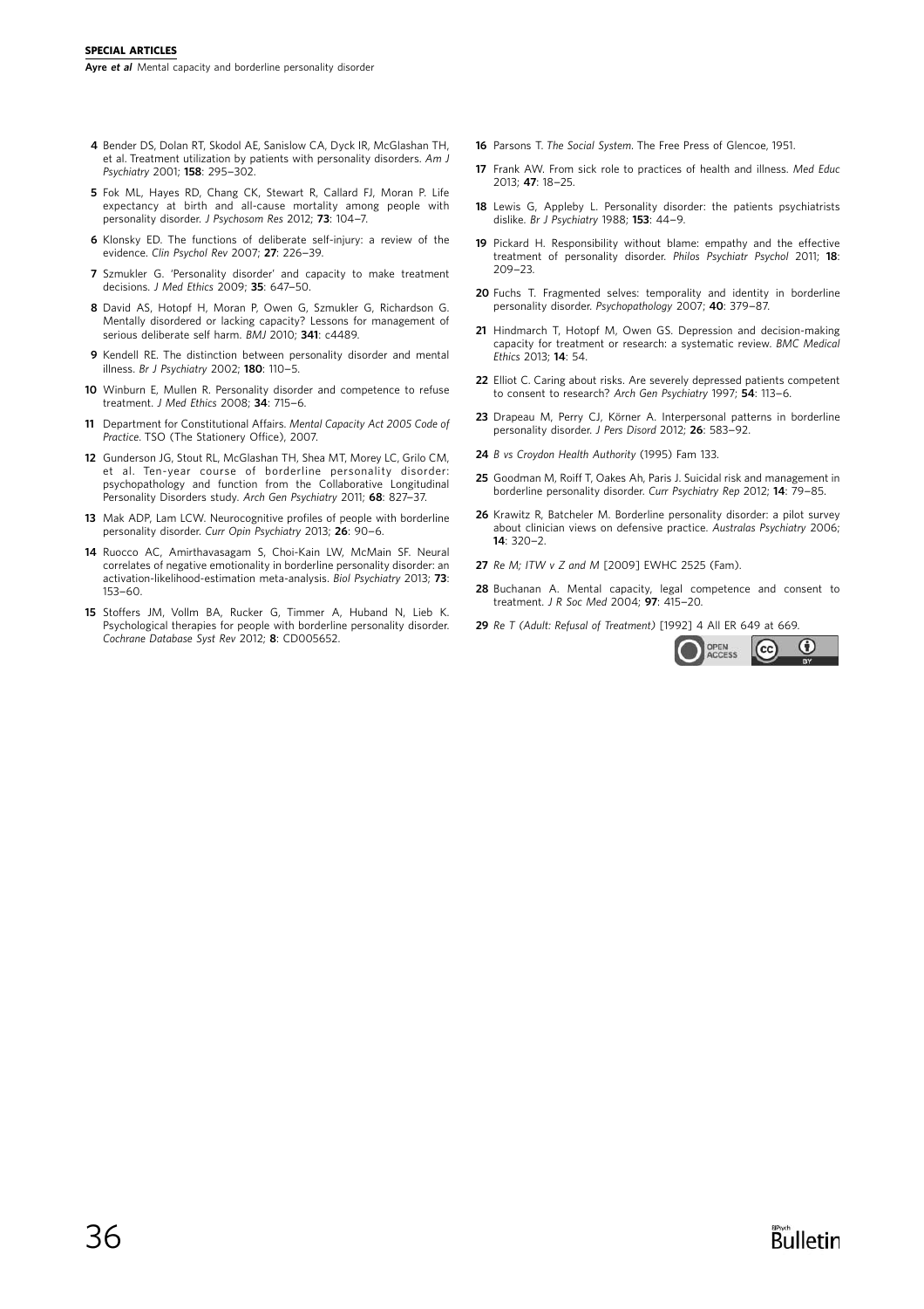4 Bender DS, Dolan RT, Skodol AE, Sanislow CA, Dyck IR, McGlashan TH, et al. Treatment utilization by patients with personality disorders. *Am J Psychiatry* 2001; **158**: 295–302.

5 Fok ML, Hayes RD, Chang CK, Stewart R, Callard FJ, Moran P. Life expectancy at birth and all-cause mortality among people with personality disorder. *J Psychosom Res* 2012; **73**: 104–7.

6 Klonsky ED. The functions of deliberate self-injury: a review of the evidence. *Clin Psychol Rev* 2007; **27**: 226–39.

7 Szmukler G. 'Personality disorder' and capacity to make treatment decisions. *J Med Ethics* 2009; **35**: 647–50.

8 David AS, Hotopf H, Moran P, Owen G, Szmukler G, Richardson G. Mentally disordered or lacking capacity? Lessons for management of serious deliberate self harm. *BMJ* 2010; **341**: c4489.

9 Kendell RE. The distinction between personality disorder and mental illness. *Br J Psychiatry* 2002; **180**: 110–5.

10 Winburn E, Mullen R. Personality disorder and competence to refuse treatment. *J Med Ethics* 2008; **34**: 715–6.

11 Department for Constitutional Affairs. *Mental Capacity Act 2005 Code of Practice*. TSO (The Stationery Office), 2007.

12 Gunderson JG, Stout RL, McGlashan TH, Shea MT, Morey LC, Grilo CM, et al. Ten-year course of borderline personality disorder: psychopathology and function from the Collaborative Longitudinal Personality Disorders study. *Arch Gen Psychiatry* 2011; **68**: 827–37.

13 Mak ADP, Lam LCW. Neurocognitive profiles of people with borderline personality disorder. *Curr Opin Psychiatry* 2013; **26**: 90–6.

14 Ruocco AC, Amirthavasagam S, Choi-Kain LW, McMain SF. Neural correlates of negative emotionality in borderline personality disorder: an activation-likelihood-estimation meta-analysis. *Biol Psychiatry* 2013; **73**: 153–60.

15 Stoffers JM, Vollm BA, Rucker G, Timmer A, Huband N, Lieb K. Psychological therapies for people with borderline personality disorder. *Cochrane Database Syst Rev* 2012; **8**: CD005652.

16 Parsons T. *The Social System*. The Free Press of Glencoe, 1951.

17 Frank AW. From sick role to practices of health and illness. *Med Educ* 2013; **47**: 18–25.

18 Lewis G, Appleby L. Personality disorder: the patients psychiatrists dislike. *Br J Psychiatry* 1988; **153**: 44–9.

19 Pickard H. Responsibility without blame: empathy and the effective treatment of personality disorder. *Philos Psychiatr Psychol* 2011; **18**: 209–23.

20 Fuchs T. Fragmented selves: temporality and identity in borderline personality disorder. *Psychopathology* 2007; **40**: 379–87.

21 Hindmarch T, Hotopf M, Owen GS. Depression and decision-making capacity for treatment or research: a systematic review. *BMC Medical Ethics* 2013; **14**: 54.

22 Elliot C. Caring about risks. Are severely depressed patients competent to consent to research? *Arch Gen Psychiatry* 1997; **54**: 113–6.

23 Drapeau M, Perry CJ, Körner A. Interpersonal patterns in borderline personality disorder. *J Pers Disord* 2012; **26**: 583–92.

24 *B vs Croydon Health Authority* (1995) Fam 133.

25 Goodman M, Roiff T, Oakes Ah, Paris J. Suicidal risk and management in borderline personality disorder. *Curr Psychiatry Rep* 2012; **14**: 79–85.

26 Krawitz R, Batcheler M. Borderline personality disorder: a pilot survey about clinician views on defensive practice. *Australas Psychiatry* 2006; **14**: 320–2.

27 *Re M; ITW v Z and M* [2009] EWHC 2525 (Fam).

28 Buchanan A. Mental capacity, legal competence and consent to treatment. *J R Soc Med* 2004; **97**: 415–20.

29 *Re T (Adult: Refusal of Treatment)* [1992] 4 All ER 649 at 669.